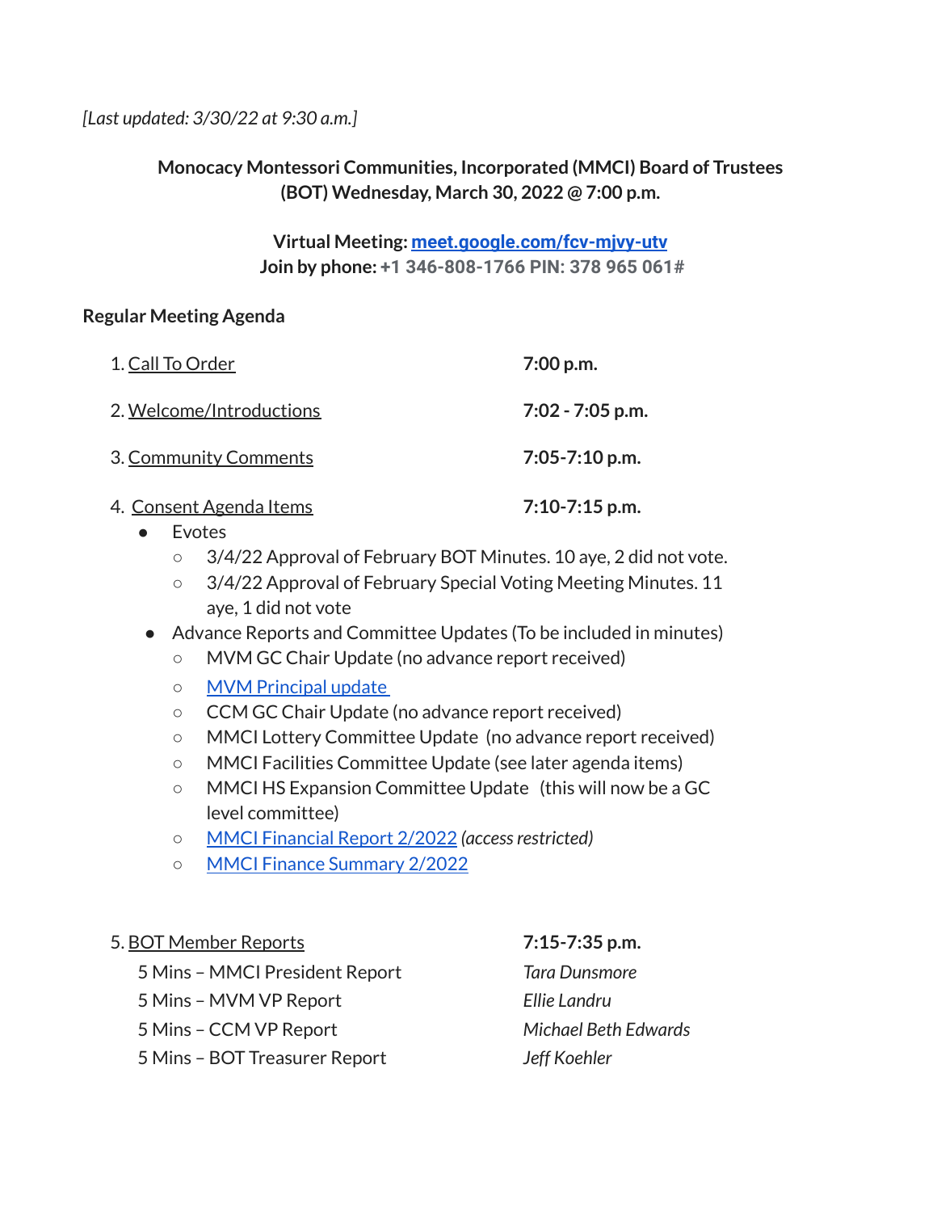*[Last updated: 3/30/22 at 9:30 a.m.]*

**Monocacy Montessori Communities, Incorporated (MMCI) Board of Trustees (BOT) Wednesday, March 30, 2022 @ 7:00 p.m.**

**Virtual Meeting: [meet.google.com/fcv-mjvy-utv](meet.google.com/fcv-mjvy-utv)**
**Join by phone: +1 346-808-1766 PIN: 378 965 061#**

**Regular Meeting Agenda**

1. Call To Order — **7:00 p.m.**

2. Welcome/Introductions — **7:02 - 7:05 p.m.**

3. Community Comments — **7:05-7:10 p.m.**

4. Consent Agenda Items — **7:10-7:15 p.m.**
   - Evotes
     - 3/4/22 Approval of February BOT Minutes. 10 aye, 2 did not vote.
     - 3/4/22 Approval of February Special Voting Meeting Minutes. 11 aye, 1 did not vote
   - Advance Reports and Committee Updates (To be included in minutes)
     - MVM GC Chair Update (no advance report received)
     - MVM Principal update
     - CCM GC Chair Update (no advance report received)
     - MMCI Lottery Committee Update (no advance report received)
     - MMCI Facilities Committee Update (see later agenda items)
     - MMCI HS Expansion Committee Update (this will now be a GC level committee)
     - MMCI Financial Report 2/2022 *(access restricted)*
     - MMCI Finance Summary 2/2022

5. BOT Member Reports — **7:15-7:35 p.m.**

| | |
|---|---|
| 5 Mins – MMCI President Report | *Tara Dunsmore* |
| 5 Mins – MVM VP Report | *Ellie Landru* |
| 5 Mins – CCM VP Report | *Michael Beth Edwards* |
| 5 Mins – BOT Treasurer Report | *Jeff Koehler* |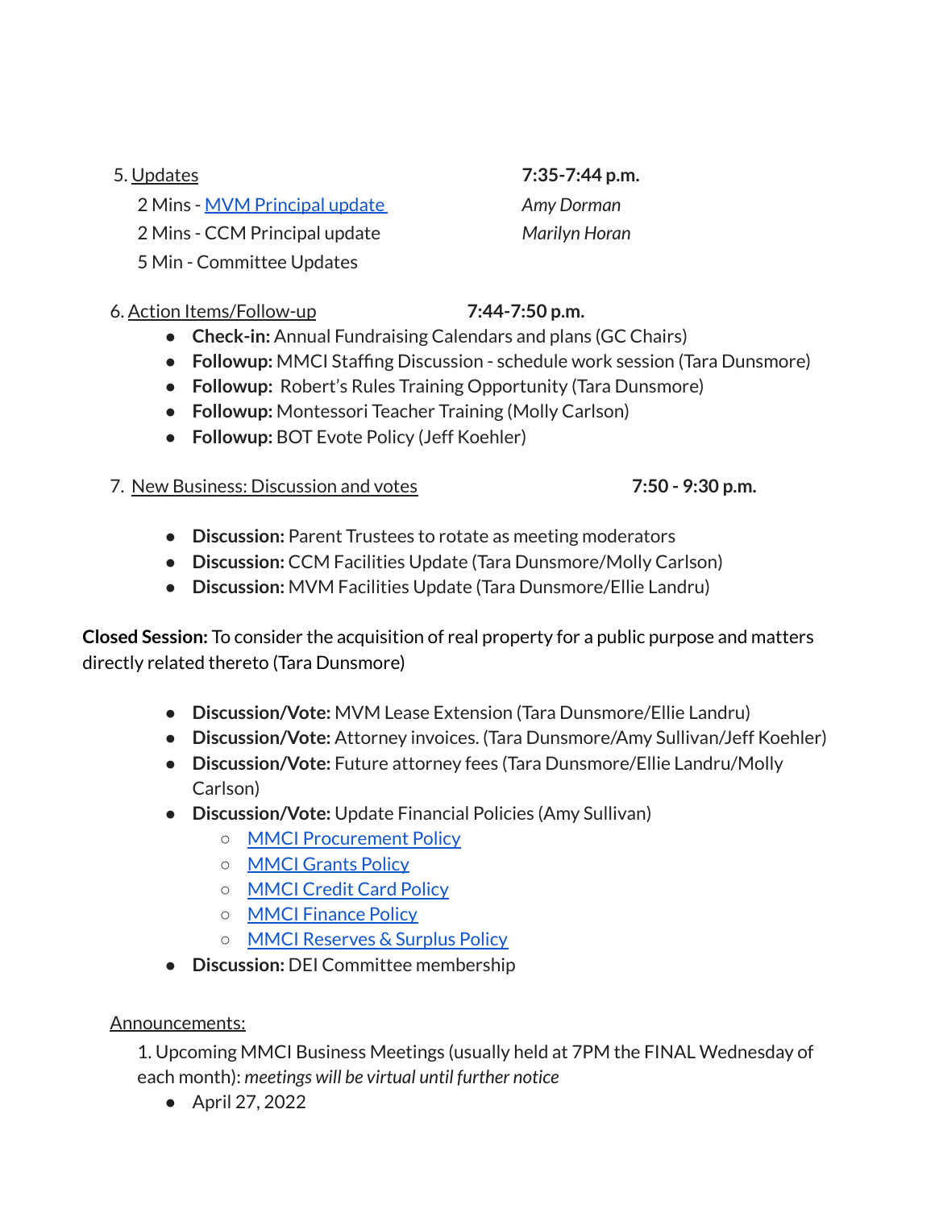5. <u>Updates</u> **7:35-7:44 p.m.**

2 Mins - [MVM Principal update](#) *Amy Dorman*

2 Mins - CCM Principal update *Marilyn Horan*

5 Min - Committee Updates

6. <u>Action Items/Follow-up</u> **7:44-7:50 p.m.**

- **Check-in:** Annual Fundraising Calendars and plans (GC Chairs)
- **Followup:** MMCI Staffing Discussion - schedule work session (Tara Dunsmore)
- **Followup:** Robert's Rules Training Opportunity (Tara Dunsmore)
- **Followup:** Montessori Teacher Training (Molly Carlson)
- **Followup:** BOT Evote Policy (Jeff Koehler)

7. <u>New Business: Discussion and votes</u> **7:50 - 9:30 p.m.**

- **Discussion:** Parent Trustees to rotate as meeting moderators
- **Discussion:** CCM Facilities Update (Tara Dunsmore/Molly Carlson)
- **Discussion:** MVM Facilities Update (Tara Dunsmore/Ellie Landru)

**Closed Session:** To consider the acquisition of real property for a public purpose and matters directly related thereto (Tara Dunsmore)

- **Discussion/Vote:** MVM Lease Extension (Tara Dunsmore/Ellie Landru)
- **Discussion/Vote:** Attorney invoices. (Tara Dunsmore/Amy Sullivan/Jeff Koehler)
- **Discussion/Vote:** Future attorney fees (Tara Dunsmore/Ellie Landru/Molly Carlson)
- **Discussion/Vote:** Update Financial Policies (Amy Sullivan)
  - [MMCI Procurement Policy](#)
  - [MMCI Grants Policy](#)
  - [MMCI Credit Card Policy](#)
  - [MMCI Finance Policy](#)
  - [MMCI Reserves & Surplus Policy](#)
- **Discussion:** DEI Committee membership

<u>Announcements:</u>

1. Upcoming MMCI Business Meetings (usually held at 7PM the FINAL Wednesday of each month): *meetings will be virtual until further notice*
   - April 27, 2022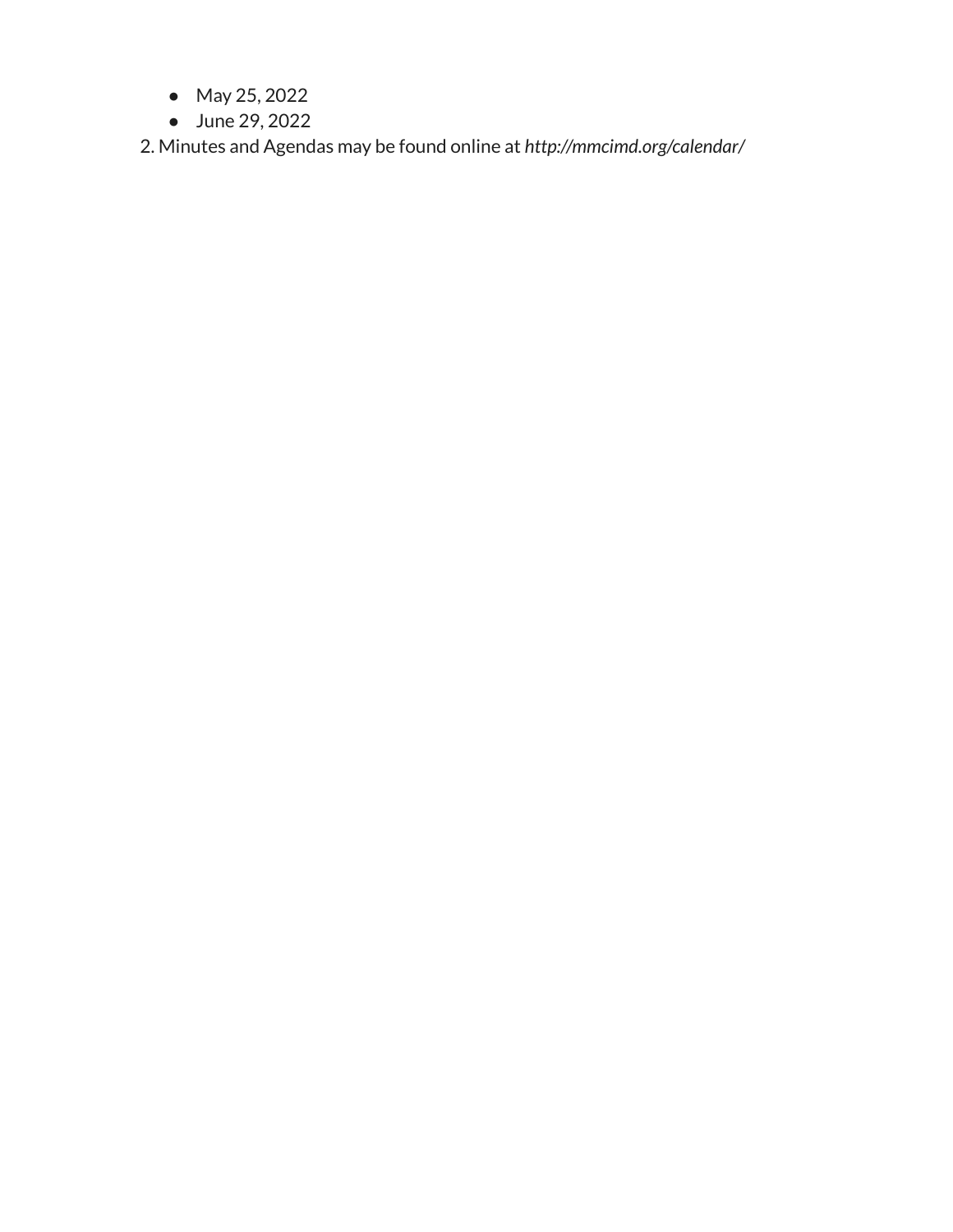- May 25, 2022
- June 29, 2022

2. Minutes and Agendas may be found online at *http://mmcimd.org/calendar/*